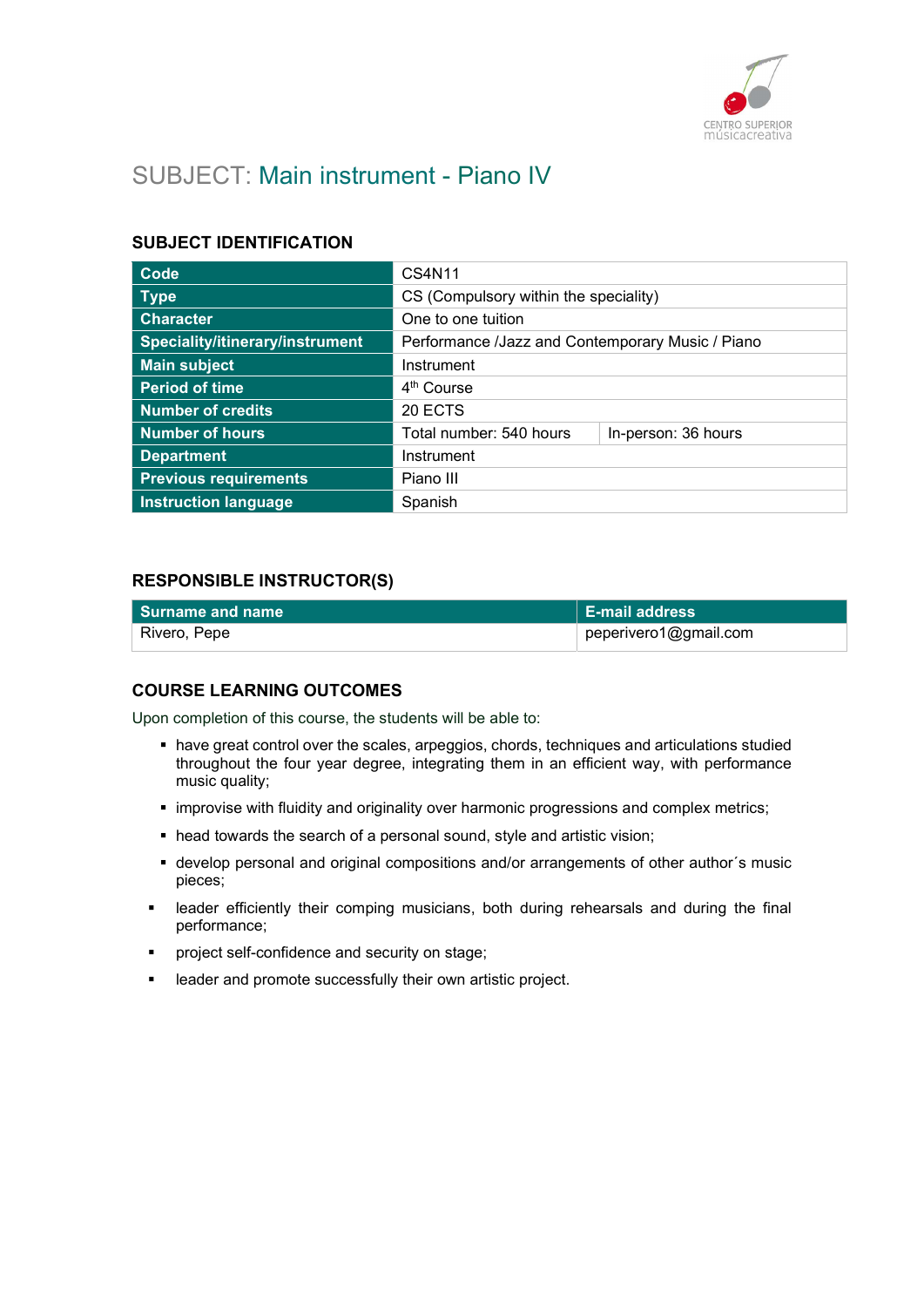# SUBJECT: Main instrument - Piano IV

## SUBJECT IDENTIFICATION

| | | |
|---|---|---|
| **Code** | CS4N11 | |
| **Type** | CS (Compulsory within the speciality) | |
| **Character** | One to one tuition | |
| **Speciality/itinerary/instrument** | Performance /Jazz and Contemporary Music / Piano | |
| **Main subject** | Instrument | |
| **Period of time** | 4th Course | |
| **Number of credits** | 20 ECTS | |
| **Number of hours** | Total number: 540 hours | In-person: 36 hours |
| **Department** | Instrument | |
| **Previous requirements** | Piano III | |
| **Instruction language** | Spanish | |

## RESPONSIBLE INSTRUCTOR(S)

| Surname and name | E-mail address |
|---|---|
| Rivero, Pepe | peperivero1@gmail.com |

## COURSE LEARNING OUTCOMES

Upon completion of this course, the students will be able to:

- have great control over the scales, arpeggios, chords, techniques and articulations studied throughout the four year degree, integrating them in an efficient way, with performance music quality;
- improvise with fluidity and originality over harmonic progressions and complex metrics;
- head towards the search of a personal sound, style and artistic vision;
- develop personal and original compositions and/or arrangements of other author´s music pieces;
- leader efficiently their comping musicians, both during rehearsals and during the final performance;
- project self-confidence and security on stage;
- leader and promote successfully their own artistic project.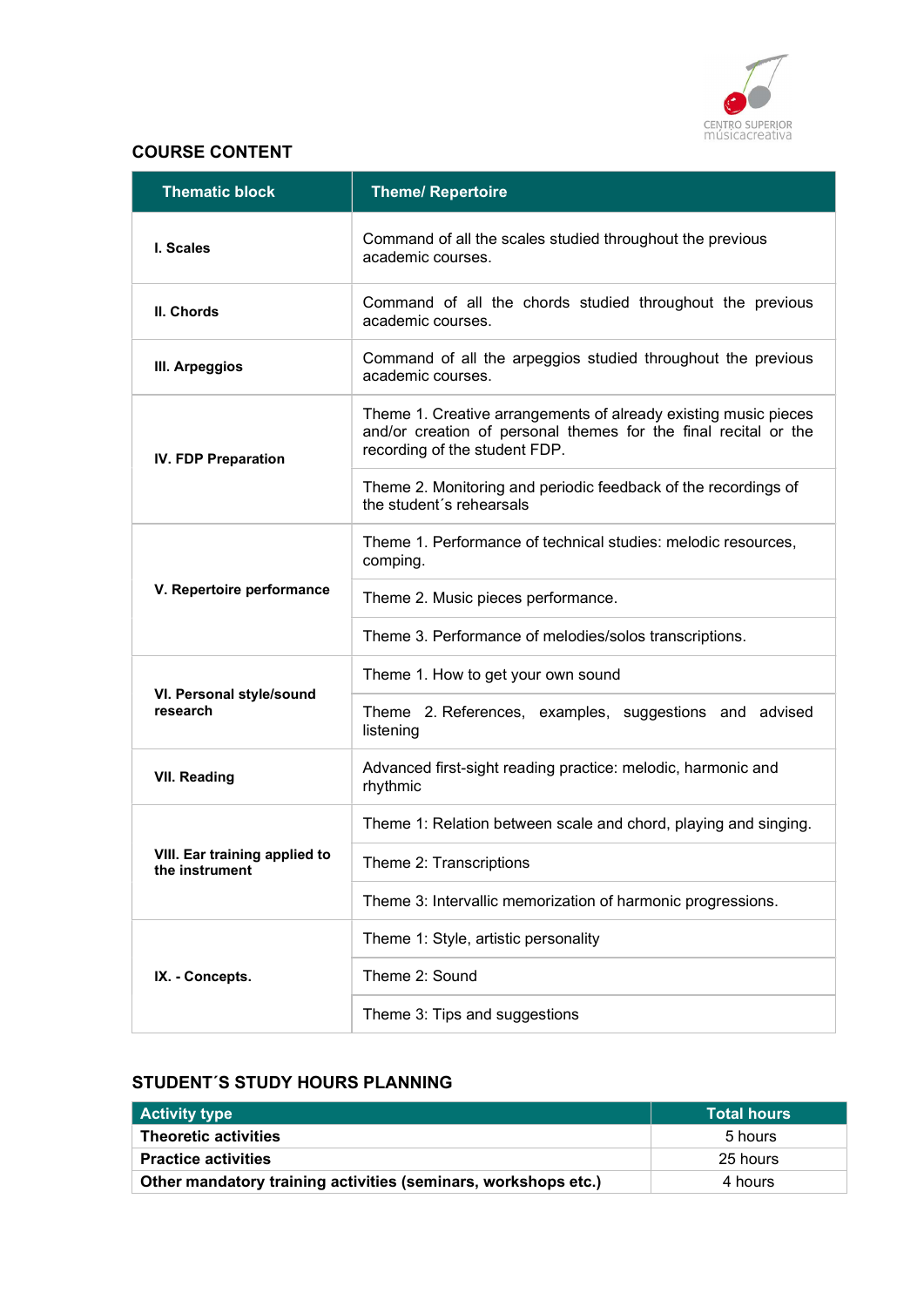## COURSE CONTENT

| Thematic block | Theme/ Repertoire |
|---|---|
| **I. Scales** | Command of all the scales studied throughout the previous academic courses. |
| **II. Chords** | Command of all the chords studied throughout the previous academic courses. |
| **III. Arpeggios** | Command of all the arpeggios studied throughout the previous academic courses. |
| **IV. FDP Preparation** | Theme 1. Creative arrangements of already existing music pieces and/or creation of personal themes for the final recital or the recording of the student FDP. |
| | Theme 2. Monitoring and periodic feedback of the recordings of the student´s rehearsals |
| **V. Repertoire performance** | Theme 1. Performance of technical studies: melodic resources, comping. |
| | Theme 2. Music pieces performance. |
| | Theme 3. Performance of melodies/solos transcriptions. |
| **VI. Personal style/sound research** | Theme 1. How to get your own sound |
| | Theme 2. References, examples, suggestions and advised listening |
| **VII. Reading** | Advanced first-sight reading practice: melodic, harmonic and rhythmic |
| **VIII. Ear training applied to the instrument** | Theme 1: Relation between scale and chord, playing and singing. |
| | Theme 2: Transcriptions |
| | Theme 3: Intervallic memorization of harmonic progressions. |
| **IX. - Concepts.** | Theme 1: Style, artistic personality |
| | Theme 2: Sound |
| | Theme 3: Tips and suggestions |

## STUDENT´S STUDY HOURS PLANNING

| Activity type | Total hours |
|---|---|
| **Theoretic activities** | 5 hours |
| **Practice activities** | 25 hours |
| **Other mandatory training activities (seminars, workshops etc.)** | 4 hours |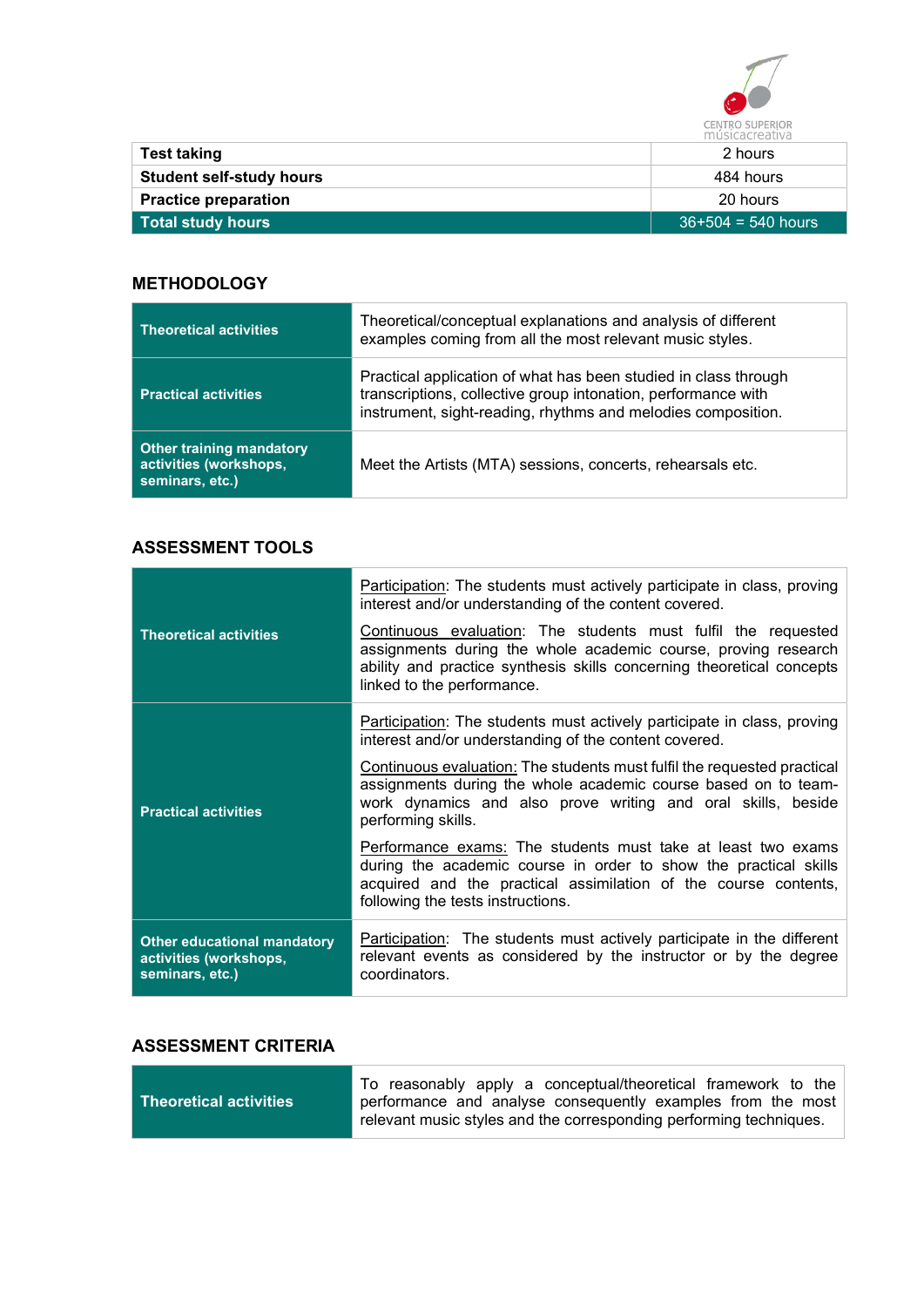| | |
|---|---|
| **Test taking** | 2 hours |
| **Student self-study hours** | 484 hours |
| **Practice preparation** | 20 hours |
| **Total study hours** | 36+504 = 540 hours |

## METHODOLOGY

| | |
|---|---|
| **Theoretical activities** | Theoretical/conceptual explanations and analysis of different examples coming from all the most relevant music styles. |
| **Practical activities** | Practical application of what has been studied in class through transcriptions, collective group intonation, performance with instrument, sight-reading, rhythms and melodies composition. |
| **Other training mandatory activities (workshops, seminars, etc.)** | Meet the Artists (MTA) sessions, concerts, rehearsals etc. |

## ASSESSMENT TOOLS

| | |
|---|---|
| **Theoretical activities** | Participation: The students must actively participate in class, proving interest and/or understanding of the content covered.<br><br>Continuous evaluation: The students must fulfil the requested assignments during the whole academic course, proving research ability and practice synthesis skills concerning theoretical concepts linked to the performance. |
| **Practical activities** | Participation: The students must actively participate in class, proving interest and/or understanding of the content covered.<br><br>Continuous evaluation: The students must fulfil the requested practical assignments during the whole academic course based on to team-work dynamics and also prove writing and oral skills, beside performing skills.<br><br>Performance exams: The students must take at least two exams during the academic course in order to show the practical skills acquired and the practical assimilation of the course contents, following the tests instructions. |
| **Other educational mandatory activities (workshops, seminars, etc.)** | Participation: The students must actively participate in the different relevant events as considered by the instructor or by the degree coordinators. |

## ASSESSMENT CRITERIA

| | |
|---|---|
| **Theoretical activities** | To reasonably apply a conceptual/theoretical framework to the performance and analyse consequently examples from the most relevant music styles and the corresponding performing techniques. |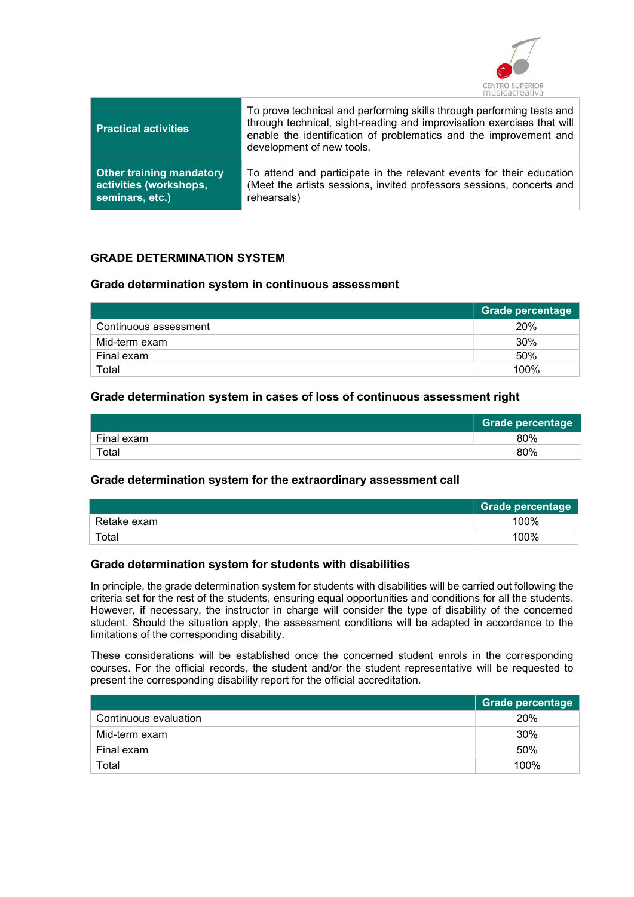| | |
|---|---|
| **Practical activities** | To prove technical and performing skills through performing tests and through technical, sight-reading and improvisation exercises that will enable the identification of problematics and the improvement and development of new tools. |
| **Other training mandatory activities (workshops, seminars, etc.)** | To attend and participate in the relevant events for their education (Meet the artists sessions, invited professors sessions, concerts and rehearsals) |

## GRADE DETERMINATION SYSTEM

### Grade determination system in continuous assessment

| | Grade percentage |
|---|---|
| Continuous assessment | 20% |
| Mid-term exam | 30% |
| Final exam | 50% |
| Total | 100% |

### Grade determination system in cases of loss of continuous assessment right

| | Grade percentage |
|---|---|
| Final exam | 80% |
| Total | 80% |

### Grade determination system for the extraordinary assessment call

| | Grade percentage |
|---|---|
| Retake exam | 100% |
| Total | 100% |

### Grade determination system for students with disabilities

In principle, the grade determination system for students with disabilities will be carried out following the criteria set for the rest of the students, ensuring equal opportunities and conditions for all the students. However, if necessary, the instructor in charge will consider the type of disability of the concerned student. Should the situation apply, the assessment conditions will be adapted in accordance to the limitations of the corresponding disability.

These considerations will be established once the concerned student enrols in the corresponding courses. For the official records, the student and/or the student representative will be requested to present the corresponding disability report for the official accreditation.

| | Grade percentage |
|---|---|
| Continuous evaluation | 20% |
| Mid-term exam | 30% |
| Final exam | 50% |
| Total | 100% |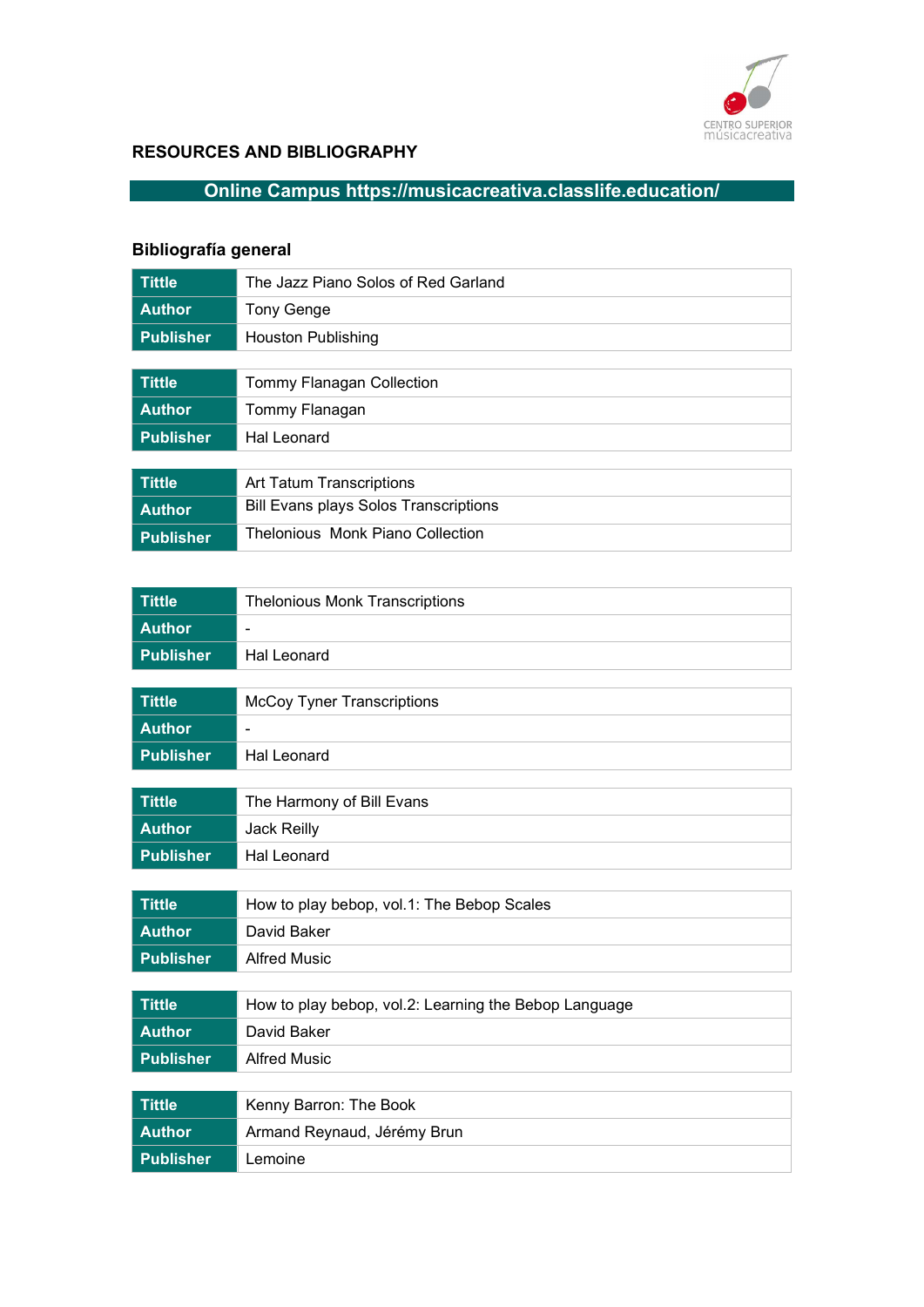**RESOURCES AND BIBLIOGRAPHY**

**Online Campus https://musicacreativa.classlife.education/**

### Bibliografía general

| | |
|---|---|
| **Tittle** | The Jazz Piano Solos of Red Garland |
| **Author** | Tony Genge |
| **Publisher** | Houston Publishing |

| | |
|---|---|
| **Tittle** | Tommy Flanagan Collection |
| **Author** | Tommy Flanagan |
| **Publisher** | Hal Leonard |

| | |
|---|---|
| **Tittle** | Art Tatum Transcriptions |
| **Author** | Bill Evans plays Solos Transcriptions |
| **Publisher** | Thelonious Monk Piano Collection |

| | |
|---|---|
| **Tittle** | Thelonious Monk Transcriptions |
| **Author** | - |
| **Publisher** | Hal Leonard |

| | |
|---|---|
| **Tittle** | McCoy Tyner Transcriptions |
| **Author** | - |
| **Publisher** | Hal Leonard |

| | |
|---|---|
| **Tittle** | The Harmony of Bill Evans |
| **Author** | Jack Reilly |
| **Publisher** | Hal Leonard |

| | |
|---|---|
| **Tittle** | How to play bebop, vol.1: The Bebop Scales |
| **Author** | David Baker |
| **Publisher** | Alfred Music |

| | |
|---|---|
| **Tittle** | How to play bebop, vol.2: Learning the Bebop Language |
| **Author** | David Baker |
| **Publisher** | Alfred Music |

| | |
|---|---|
| **Tittle** | Kenny Barron: The Book |
| **Author** | Armand Reynaud, Jérémy Brun |
| **Publisher** | Lemoine |